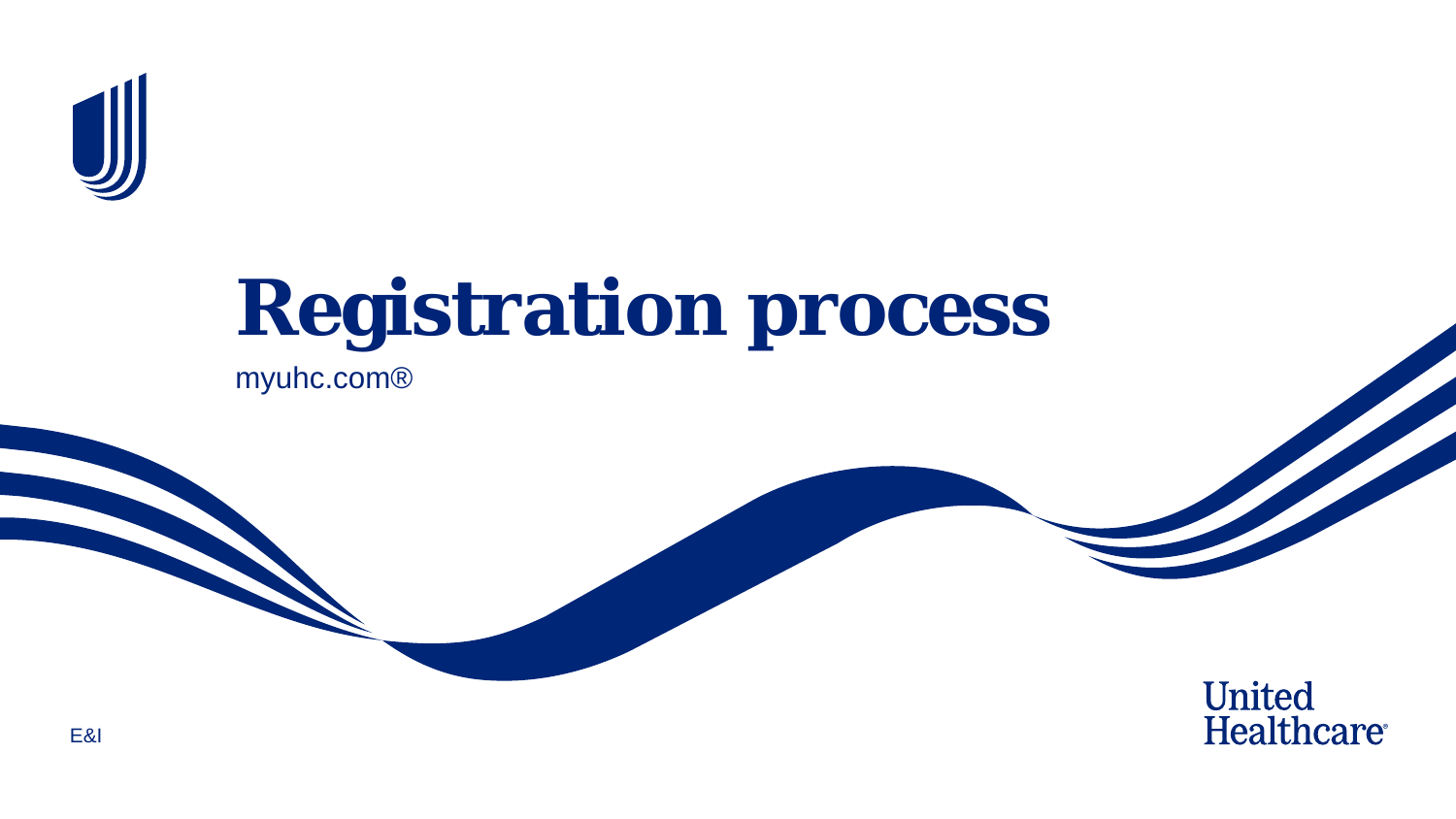# Registration process

myuhc.com®

E&I

United Healthcare®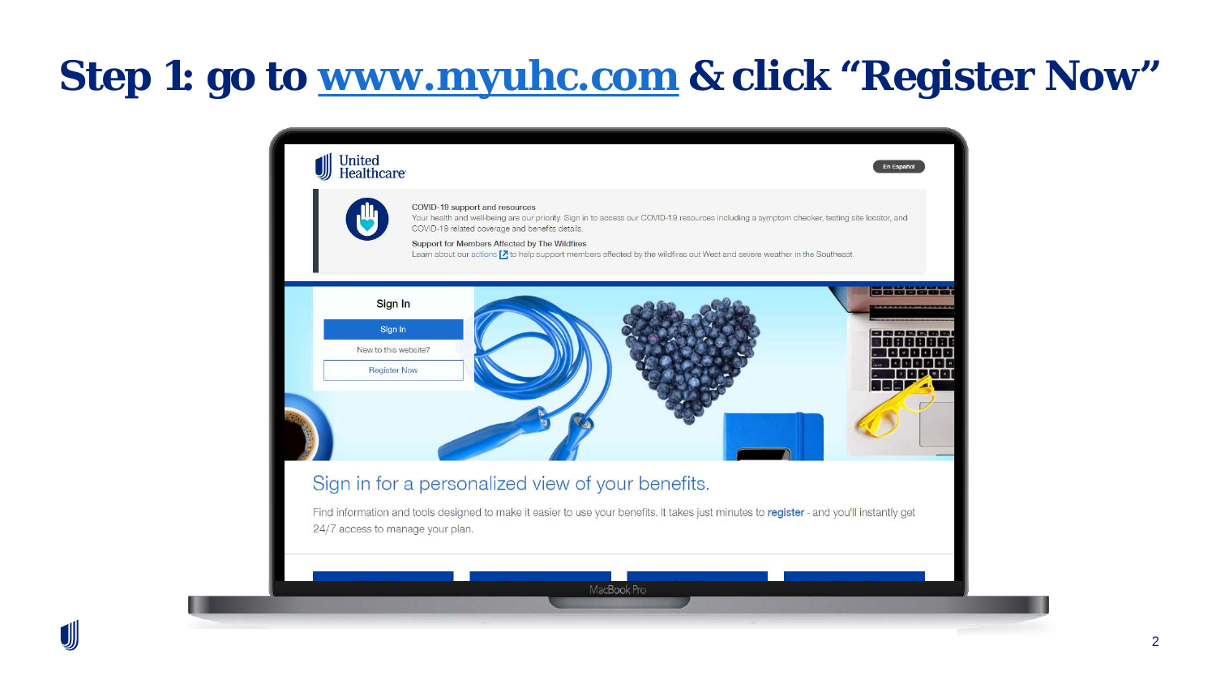# Step 1: go to www.myuhc.com & click "Register Now"

United Healthcare

En Español

COVID-19 support and resources

Your health and well-being are our priority. Sign in to access our COVID-19 resources including a symptom checker, testing site locator, and COVID-19 related coverage and benefits details.

Support for Members Affected by The Wildfires

Learn about our actions to help support members affected by the wildfires out West and severe weather in the Southeast.

Sign In

Sign In

New to this website?

Register Now

Sign in for a personalized view of your benefits.

Find information and tools designed to make it easier to use your benefits. It takes just minutes to register - and you'll instantly get 24/7 access to manage your plan.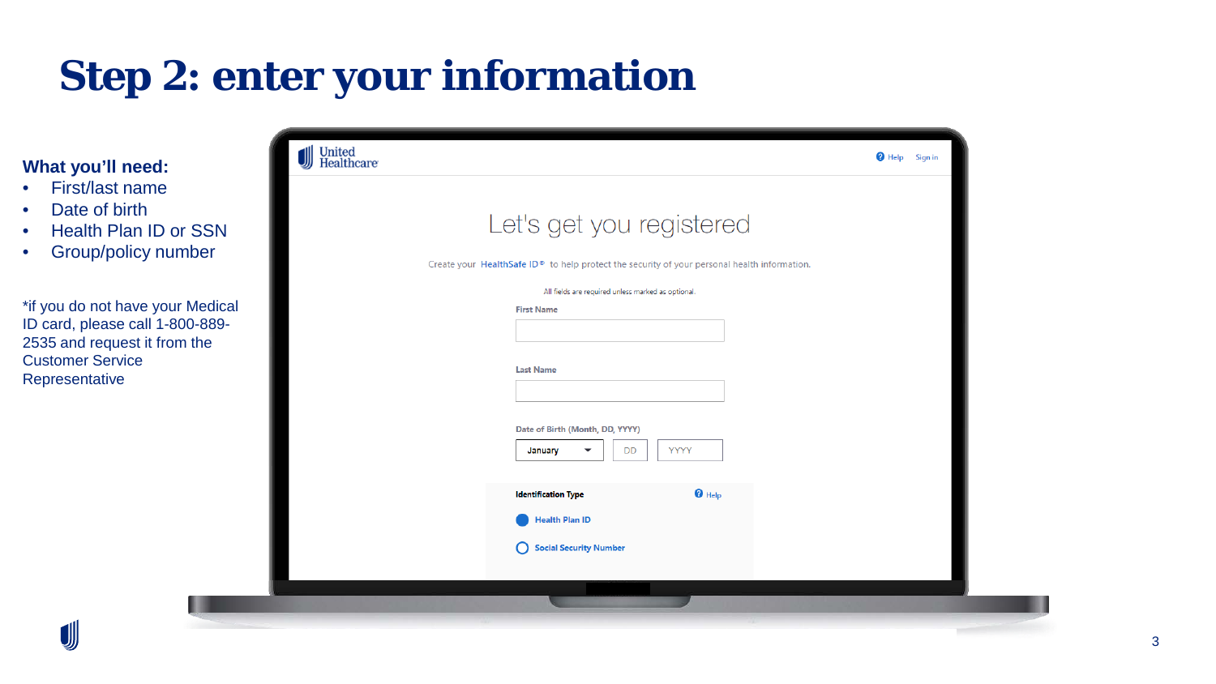# Step 2: enter your information

**What you'll need:**

- First/last name
- Date of birth
- Health Plan ID or SSN
- Group/policy number

*if you do not have your Medical ID card, please call 1-800-889-2535 and request it from the Customer Service Representative

United Healthcare

Help Sign in

Let's get you registered

Create your HealthSafe ID® to help protect the security of your personal health information.

All fields are required unless marked as optional.

First Name

Last Name

Date of Birth (Month, DD, YYYY)

January DD YYYY

Identification Type Help

Health Plan ID

Social Security Number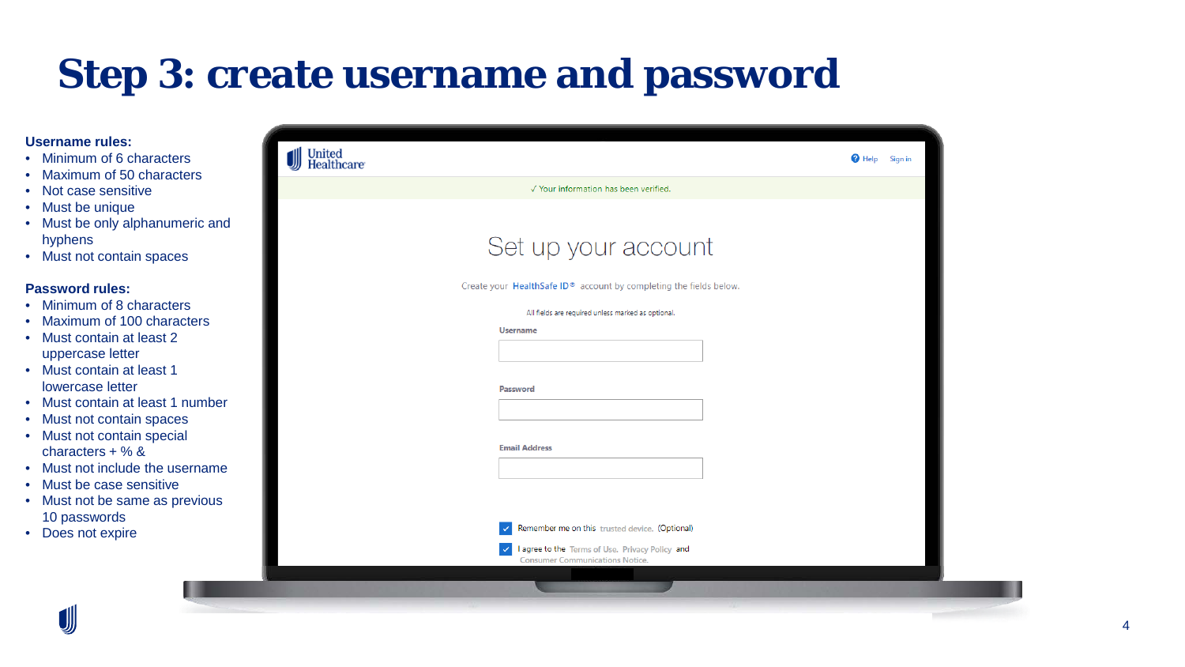# Step 3: create username and password

**Username rules:**

- Minimum of 6 characters
- Maximum of 50 characters
- Not case sensitive
- Must be unique
- Must be only alphanumeric and hyphens
- Must not contain spaces

**Password rules:**

- Minimum of 8 characters
- Maximum of 100 characters
- Must contain at least 2 uppercase letter
- Must contain at least 1 lowercase letter
- Must contain at least 1 number
- Must not contain spaces
- Must not contain special characters + % &
- Must not include the username
- Must be case sensitive
- Must not be same as previous 10 passwords
- Does not expire

United Healthcare

Help Sign in

✓ Your information has been verified.

## Set up your account

Create your HealthSafe ID® account by completing the fields below.

All fields are required unless marked as optional.

Username

Password

Email Address

☑ Remember me on this trusted device. (Optional)

☑ I agree to the Terms of Use, Privacy Policy and Consumer Communications Notice.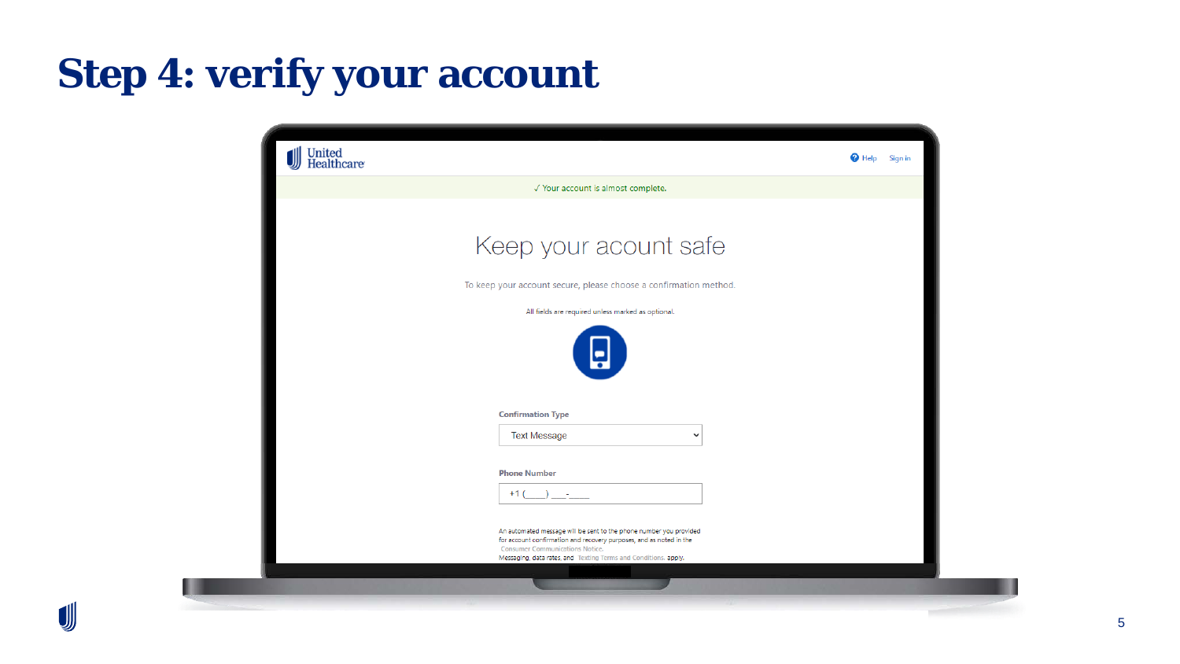# Step 4: verify your account

United Healthcare

Help Sign in

✓ Your account is almost complete.

## Keep your acount safe

To keep your account secure, please choose a confirmation method.

All fields are required unless marked as optional.

**Confirmation Type**

Text Message

**Phone Number**

+1 (___) ___-____

An automated message will be sent to the phone number you provided for account confirmation and recovery purposes, and as noted in the Consumer Communications Notice.
Messaging, data rates, and Texting Terms and Conditions apply.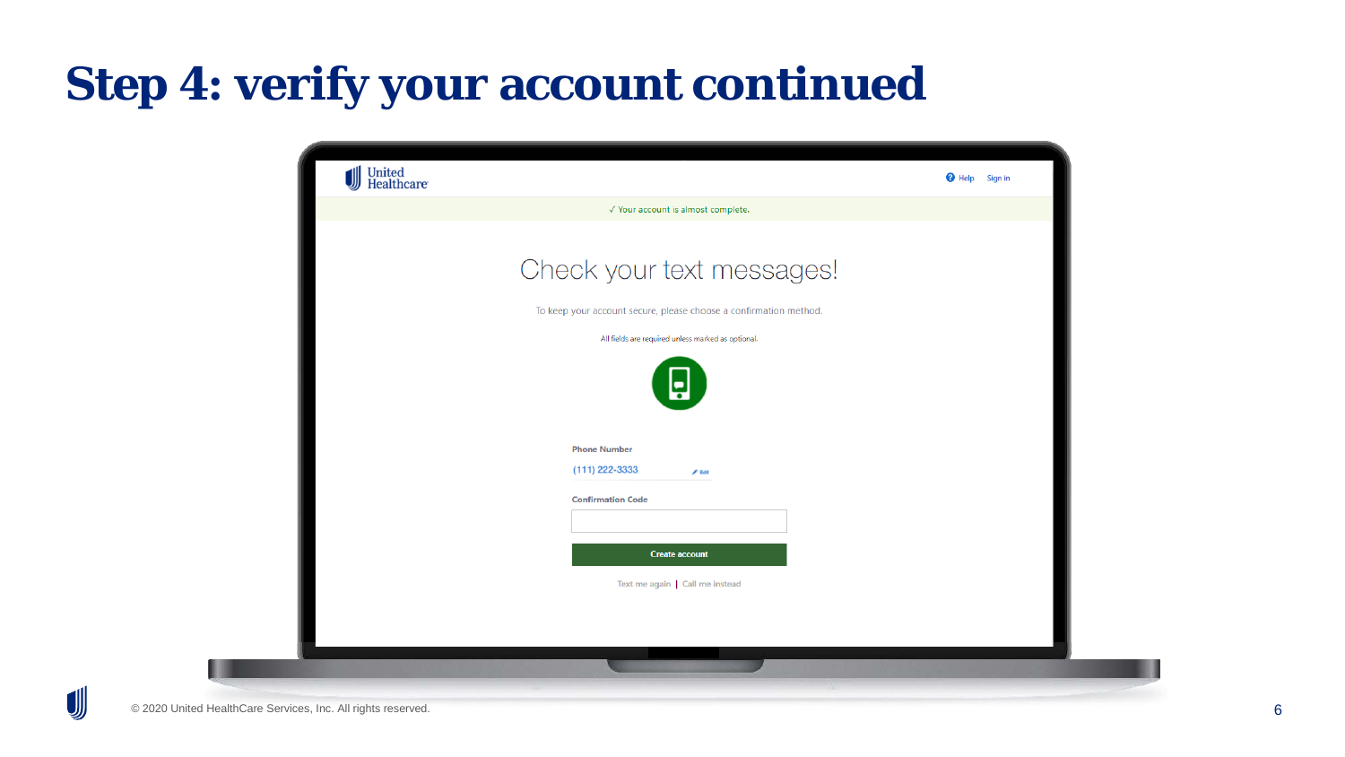# Step 4: verify your account continued

United Healthcare

Help Sign in

✓ Your account is almost complete.

## Check your text messages!

To keep your account secure, please choose a confirmation method.

All fields are required unless marked as optional.

**Phone Number**

(111) 222-3333 Edit

**Confirmation Code**

**Create account**

Text me again | Call me instead

© 2020 United HealthCare Services, Inc. All rights reserved.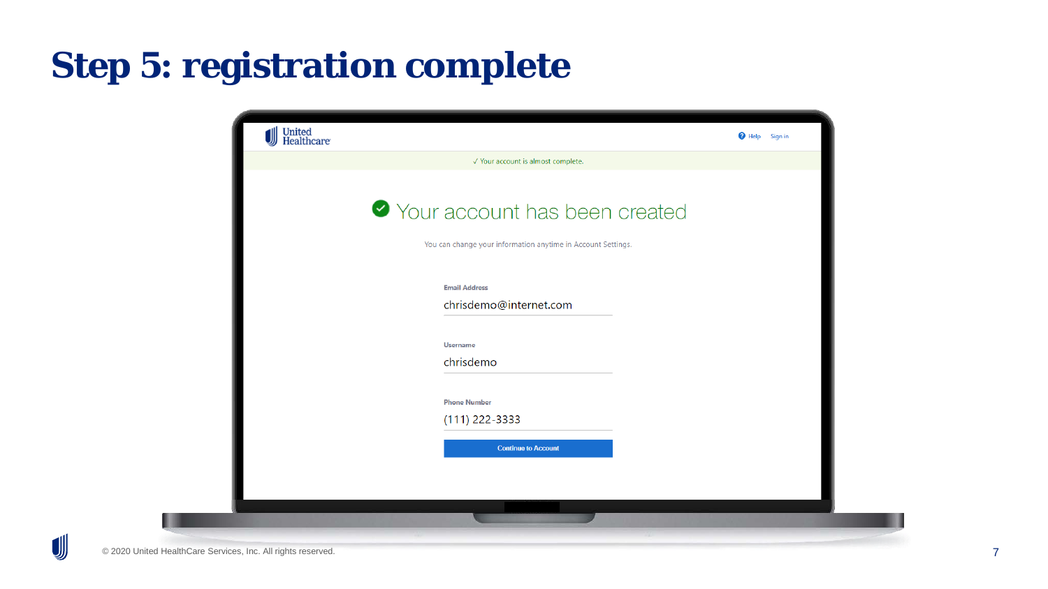# Step 5: registration complete

United Healthcare

Help Sign in

✓ Your account is almost complete.

## Your account has been created

You can change your information anytime in Account Settings.

Email Address

chrisdemo@internet.com

Username

chrisdemo

Phone Number

(111) 222-3333

Continue to Account

© 2020 United HealthCare Services, Inc. All rights reserved.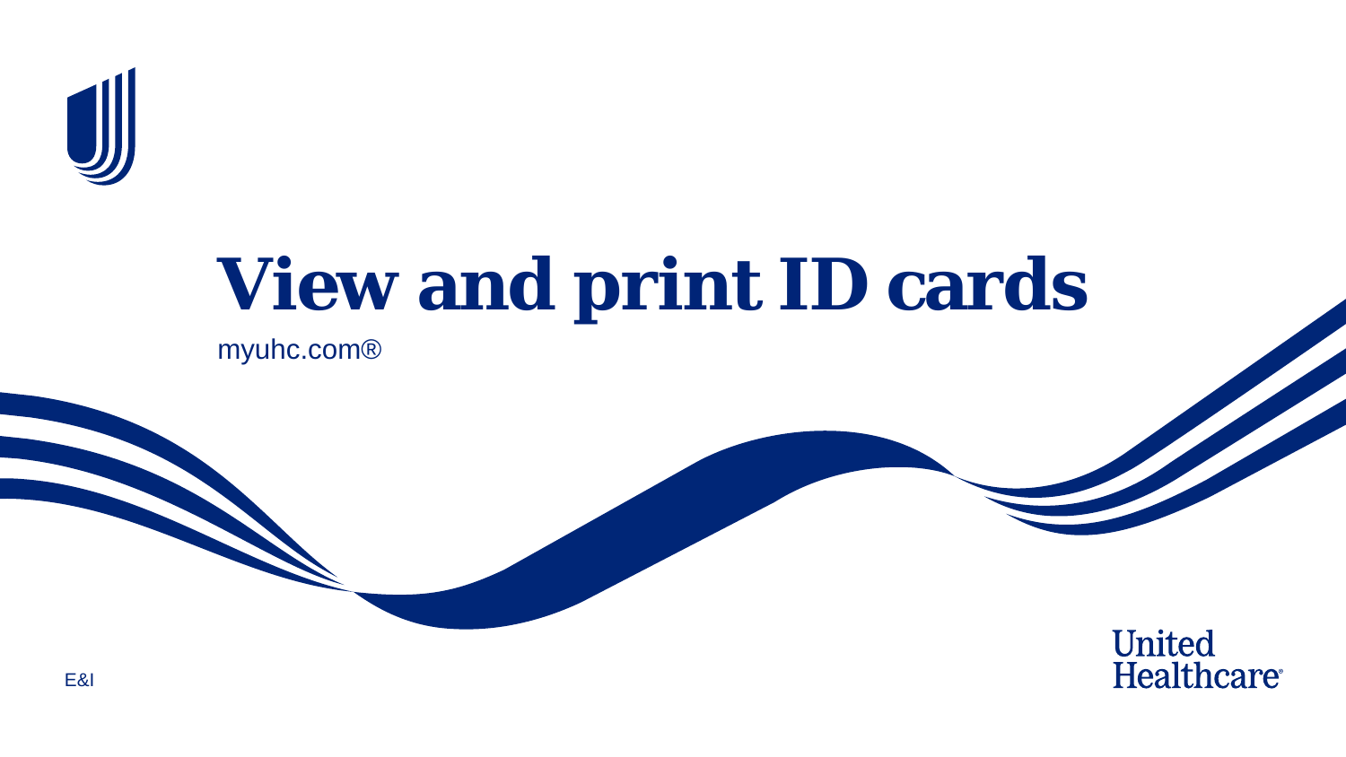# View and print ID cards

myuhc.com®

E&I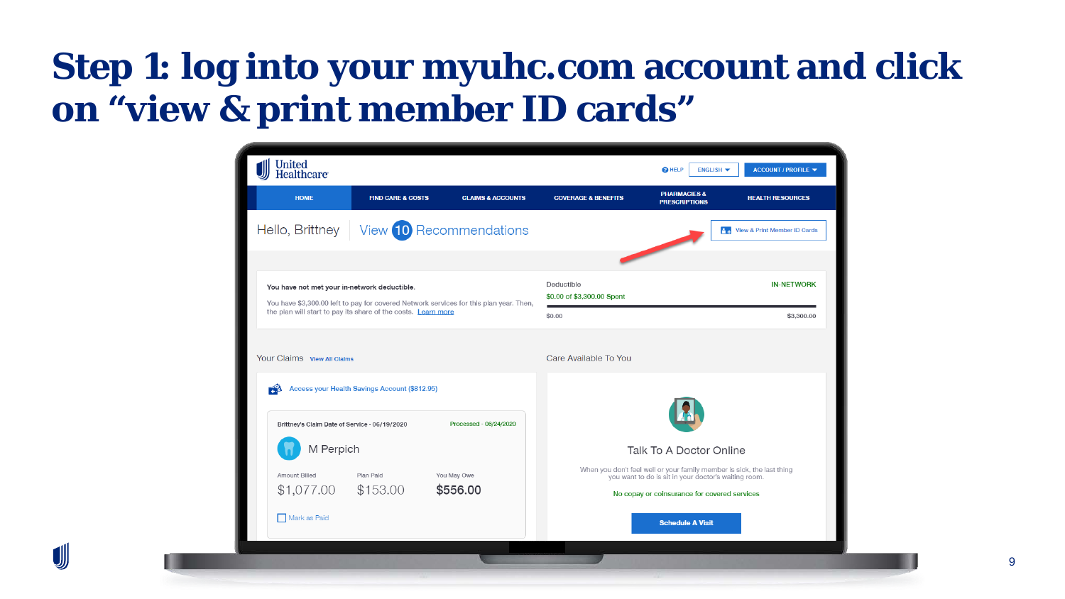# Step 1: log into your myuhc.com account and click on "view & print member ID cards"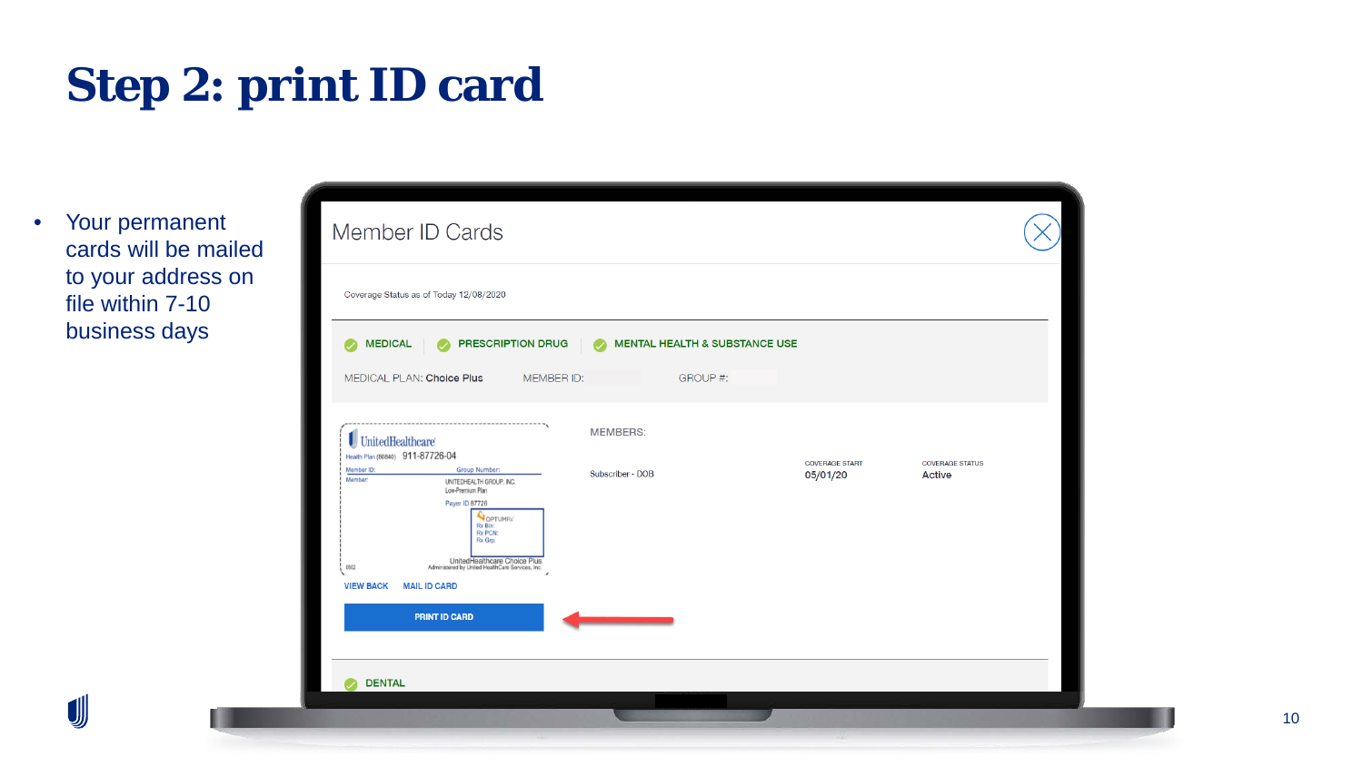# Step 2: print ID card

- Your permanent cards will be mailed to your address on file within 7-10 business days

Member ID Cards

Coverage Status as of Today 12/08/2020

MEDICAL | PRESCRIPTION DRUG | MENTAL HEALTH & SUBSTANCE USE

MEDICAL PLAN: Choice Plus MEMBER ID: GROUP #:

UnitedHealthcare
Health Plan (80840) 911-87726-04
Member ID: Group Number:
Member:
UNITEDHEALTH GROUP, INC.
Low-Premium Plan
Payer ID 87726
OPTUMRx
Rx Bin:
Rx PCN:
Rx Grp:
UnitedHealthcare Choice Plus
Administered by United HealthCare Services, Inc.

MEMBERS:

Subscriber - DOB

COVERAGE START
05/01/20

COVERAGE STATUS
Active

VIEW BACK MAIL ID CARD

PRINT ID CARD

DENTAL